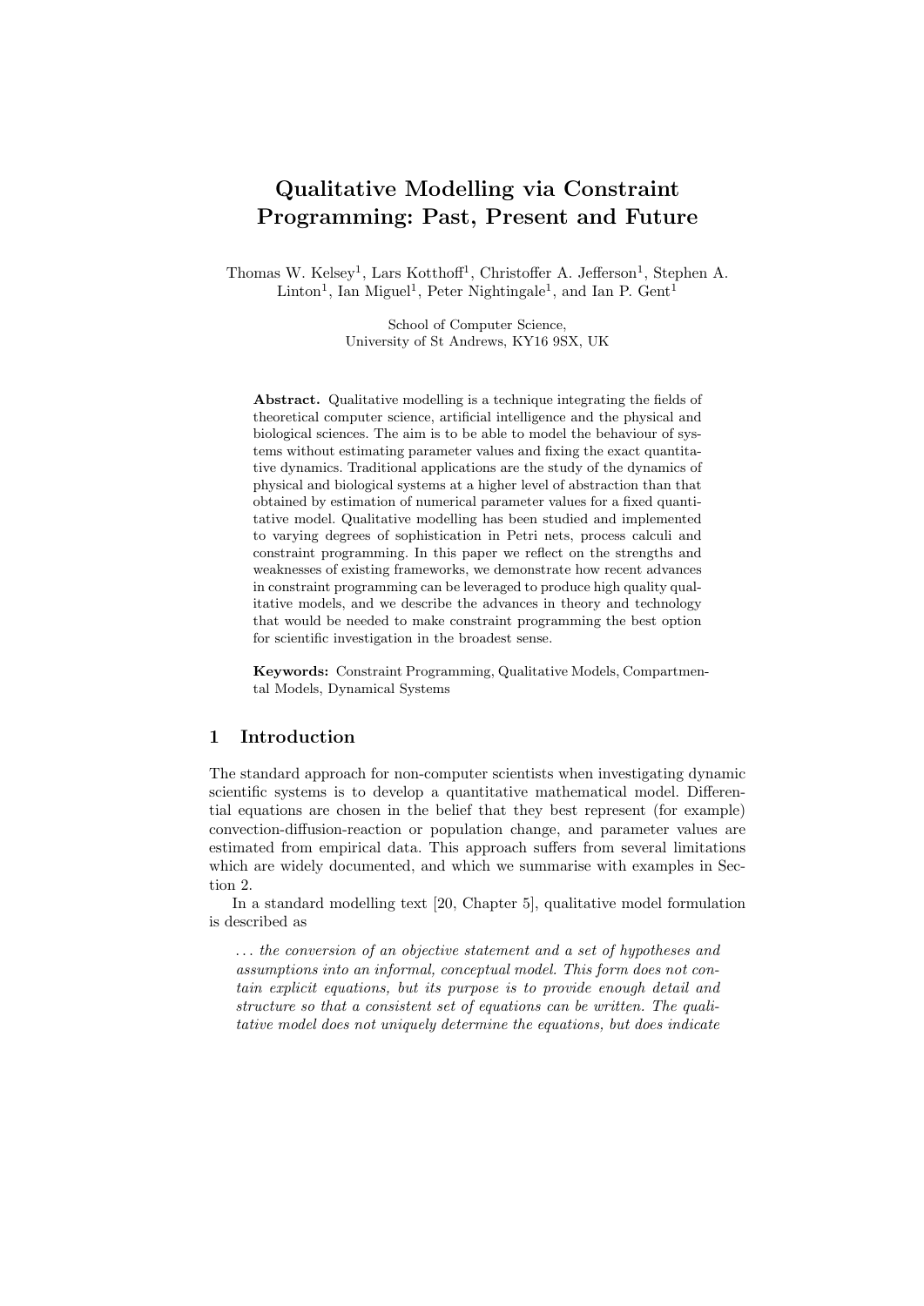# Qualitative Modelling via Constraint Programming: Past, Present and Future

Thomas W. Kelsey[1], Lars Kotthoff[1], Christoffer A. Jefferson[1], Stephen A. Linton[1], Ian Miguel[1], Peter Nightingale[1], and Ian P. Gent[1]

School of Computer Science,
University of St Andrews, KY16 9SX, UK

**Abstract.** Qualitative modelling is a technique integrating the fields of theoretical computer science, artificial intelligence and the physical and biological sciences. The aim is to be able to model the behaviour of systems without estimating parameter values and fixing the exact quantitative dynamics. Traditional applications are the study of the dynamics of physical and biological systems at a higher level of abstraction than that obtained by estimation of numerical parameter values for a fixed quantitative model. Qualitative modelling has been studied and implemented to varying degrees of sophistication in Petri nets, process calculi and constraint programming. In this paper we reflect on the strengths and weaknesses of existing frameworks, we demonstrate how recent advances in constraint programming can be leveraged to produce high quality qualitative models, and we describe the advances in theory and technology that would be needed to make constraint programming the best option for scientific investigation in the broadest sense.

**Keywords:** Constraint Programming, Qualitative Models, Compartmental Models, Dynamical Systems

## 1 Introduction

The standard approach for non-computer scientists when investigating dynamic scientific systems is to develop a quantitative mathematical model. Differential equations are chosen in the belief that they best represent (for example) convection-diffusion-reaction or population change, and parameter values are estimated from empirical data. This approach suffers from several limitations which are widely documented, and which we summarise with examples in Section 2.

In a standard modelling text [20, Chapter 5], qualitative model formulation is described as

> *... the conversion of an objective statement and a set of hypotheses and assumptions into an informal, conceptual model. This form does not contain explicit equations, but its purpose is to provide enough detail and structure so that a consistent set of equations can be written. The qualitative model does not uniquely determine the equations, but does indicate*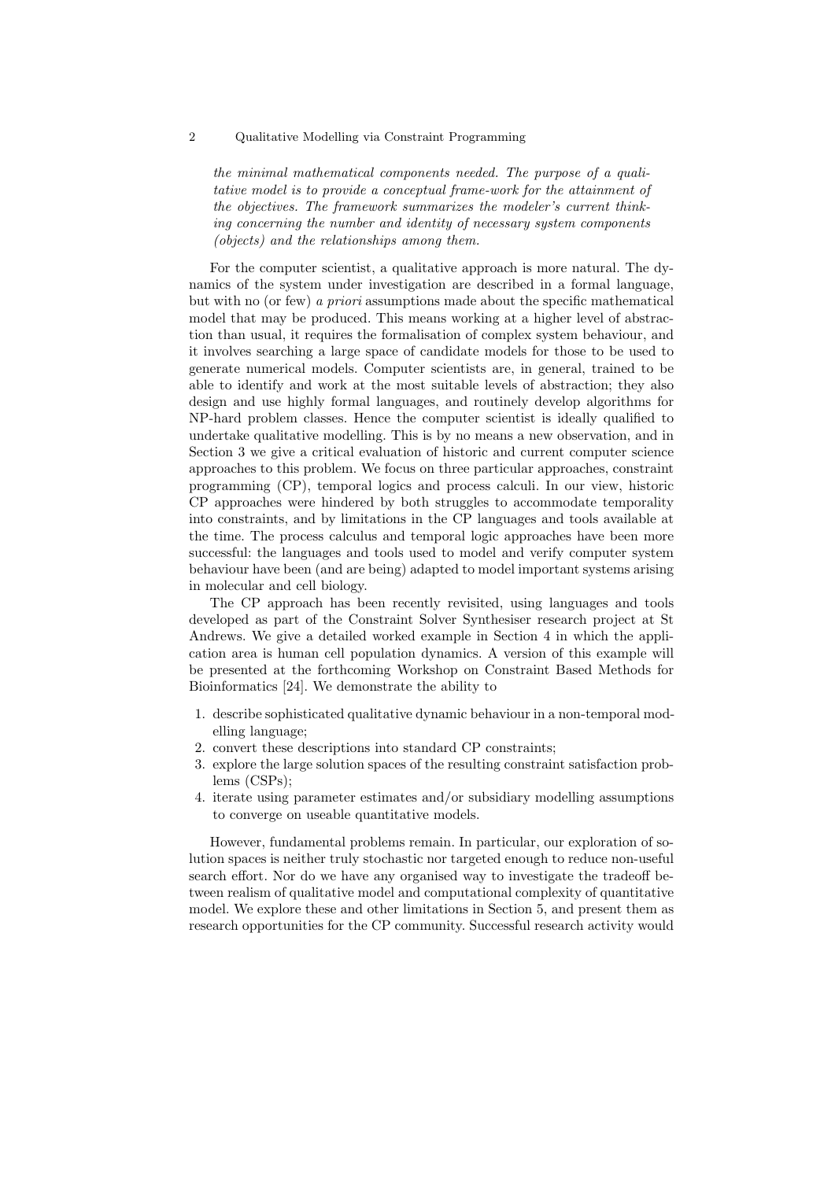*the minimal mathematical components needed. The purpose of a qualitative model is to provide a conceptual frame-work for the attainment of the objectives. The framework summarizes the modeler's current thinking concerning the number and identity of necessary system components (objects) and the relationships among them.*

For the computer scientist, a qualitative approach is more natural. The dynamics of the system under investigation are described in a formal language, but with no (or few) *a priori* assumptions made about the specific mathematical model that may be produced. This means working at a higher level of abstraction than usual, it requires the formalisation of complex system behaviour, and it involves searching a large space of candidate models for those to be used to generate numerical models. Computer scientists are, in general, trained to be able to identify and work at the most suitable levels of abstraction; they also design and use highly formal languages, and routinely develop algorithms for NP-hard problem classes. Hence the computer scientist is ideally qualified to undertake qualitative modelling. This is by no means a new observation, and in Section 3 we give a critical evaluation of historic and current computer science approaches to this problem. We focus on three particular approaches, constraint programming (CP), temporal logics and process calculi. In our view, historic CP approaches were hindered by both struggles to accommodate temporality into constraints, and by limitations in the CP languages and tools available at the time. The process calculus and temporal logic approaches have been more successful: the languages and tools used to model and verify computer system behaviour have been (and are being) adapted to model important systems arising in molecular and cell biology.

The CP approach has been recently revisited, using languages and tools developed as part of the Constraint Solver Synthesiser research project at St Andrews. We give a detailed worked example in Section 4 in which the application area is human cell population dynamics. A version of this example will be presented at the forthcoming Workshop on Constraint Based Methods for Bioinformatics [24]. We demonstrate the ability to

1. describe sophisticated qualitative dynamic behaviour in a non-temporal modelling language;
2. convert these descriptions into standard CP constraints;
3. explore the large solution spaces of the resulting constraint satisfaction problems (CSPs);
4. iterate using parameter estimates and/or subsidiary modelling assumptions to converge on useable quantitative models.

However, fundamental problems remain. In particular, our exploration of solution spaces is neither truly stochastic nor targeted enough to reduce non-useful search effort. Nor do we have any organised way to investigate the tradeoff between realism of qualitative model and computational complexity of quantitative model. We explore these and other limitations in Section 5, and present them as research opportunities for the CP community. Successful research activity would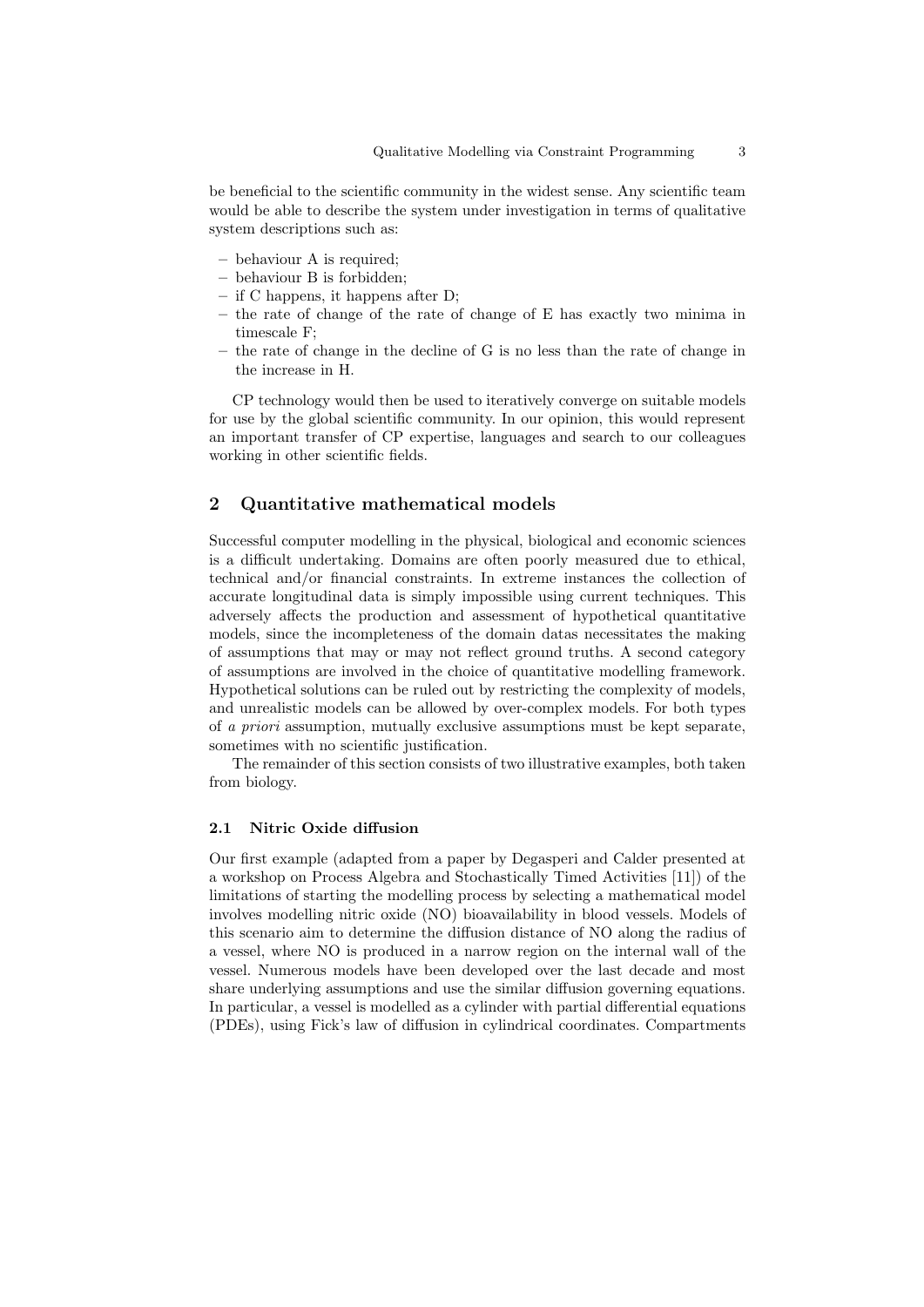be beneficial to the scientific community in the widest sense. Any scientific team would be able to describe the system under investigation in terms of qualitative system descriptions such as:

- behaviour A is required;
- behaviour B is forbidden;
- if C happens, it happens after D;
- the rate of change of the rate of change of E has exactly two minima in timescale F;
- the rate of change in the decline of G is no less than the rate of change in the increase in H.

CP technology would then be used to iteratively converge on suitable models for use by the global scientific community. In our opinion, this would represent an important transfer of CP expertise, languages and search to our colleagues working in other scientific fields.

## 2 Quantitative mathematical models

Successful computer modelling in the physical, biological and economic sciences is a difficult undertaking. Domains are often poorly measured due to ethical, technical and/or financial constraints. In extreme instances the collection of accurate longitudinal data is simply impossible using current techniques. This adversely affects the production and assessment of hypothetical quantitative models, since the incompleteness of the domain datas necessitates the making of assumptions that may or may not reflect ground truths. A second category of assumptions are involved in the choice of quantitative modelling framework. Hypothetical solutions can be ruled out by restricting the complexity of models, and unrealistic models can be allowed by over-complex models. For both types of *a priori* assumption, mutually exclusive assumptions must be kept separate, sometimes with no scientific justification.

The remainder of this section consists of two illustrative examples, both taken from biology.

### 2.1 Nitric Oxide diffusion

Our first example (adapted from a paper by Degasperi and Calder presented at a workshop on Process Algebra and Stochastically Timed Activities [11]) of the limitations of starting the modelling process by selecting a mathematical model involves modelling nitric oxide (NO) bioavailability in blood vessels. Models of this scenario aim to determine the diffusion distance of NO along the radius of a vessel, where NO is produced in a narrow region on the internal wall of the vessel. Numerous models have been developed over the last decade and most share underlying assumptions and use the similar diffusion governing equations. In particular, a vessel is modelled as a cylinder with partial differential equations (PDEs), using Fick's law of diffusion in cylindrical coordinates. Compartments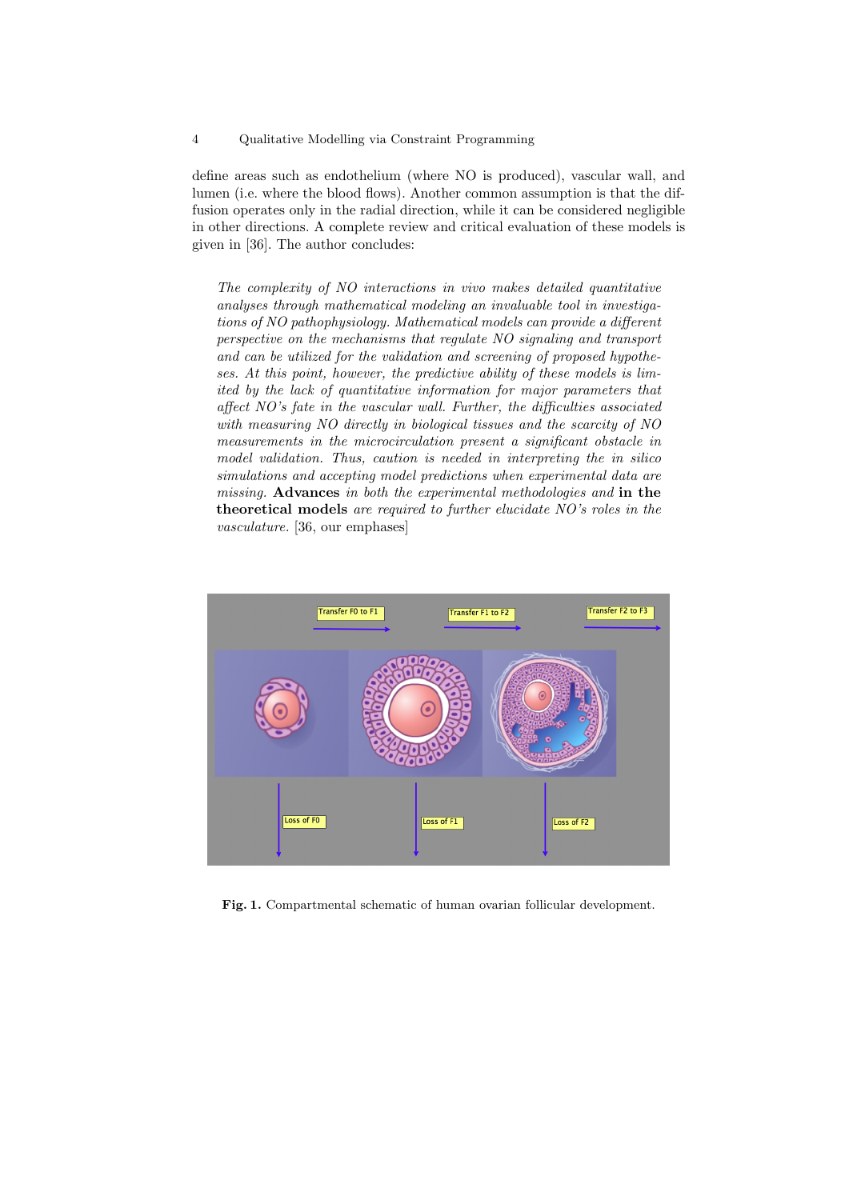define areas such as endothelium (where NO is produced), vascular wall, and lumen (i.e. where the blood flows). Another common assumption is that the diffusion operates only in the radial direction, while it can be considered negligible in other directions. A complete review and critical evaluation of these models is given in [36]. The author concludes:

> *The complexity of NO interactions in vivo makes detailed quantitative analyses through mathematical modeling an invaluable tool in investigations of NO pathophysiology. Mathematical models can provide a different perspective on the mechanisms that regulate NO signaling and transport and can be utilized for the validation and screening of proposed hypotheses. At this point, however, the predictive ability of these models is limited by the lack of quantitative information for major parameters that affect NO's fate in the vascular wall. Further, the difficulties associated with measuring NO directly in biological tissues and the scarcity of NO measurements in the microcirculation present a significant obstacle in model validation. Thus, caution is needed in interpreting the in silico simulations and accepting model predictions when experimental data are missing.* **Advances** *in both the experimental methodologies and* **in the theoretical models** *are required to further elucidate NO's roles in the vasculature.* [36, our emphases]

Transfer F0 to F1

Transfer F1 to F2

Transfer F2 to F3

Loss of F0

Loss of F1

Loss of F2

**Fig. 1.** Compartmental schematic of human ovarian follicular development.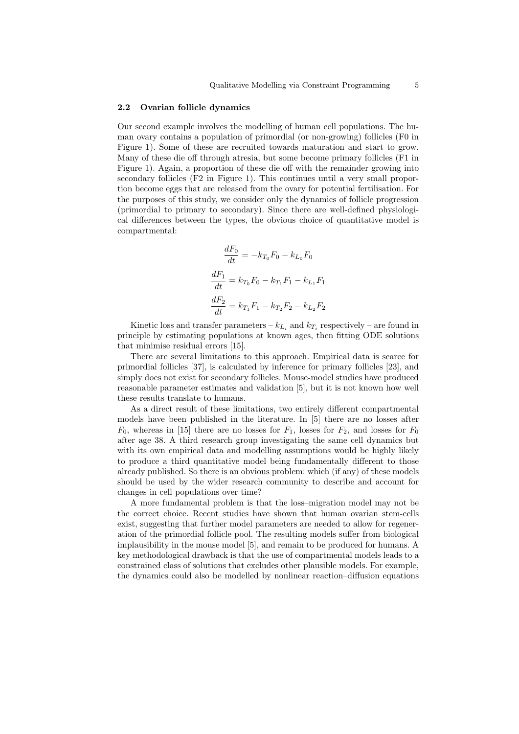### 2.2 Ovarian follicle dynamics

Our second example involves the modelling of human cell populations. The human ovary contains a population of primordial (or non-growing) follicles (F0 in Figure 1). Some of these are recruited towards maturation and start to grow. Many of these die off through atresia, but some become primary follicles (F1 in Figure 1). Again, a proportion of these die off with the remainder growing into secondary follicles (F2 in Figure 1). This continues until a very small proportion become eggs that are released from the ovary for potential fertilisation. For the purposes of this study, we consider only the dynamics of follicle progression (primordial to primary to secondary). Since there are well-defined physiological differences between the types, the obvious choice of quantitative model is compartmental:

$$\frac{dF_0}{dt} = -k_{T_0}F_0 - k_{L_0}F_0$$

$$\frac{dF_1}{dt} = k_{T_0}F_0 - k_{T_1}F_1 - k_{L_1}F_1$$

$$\frac{dF_2}{dt} = k_{T_1}F_1 - k_{T_2}F_2 - k_{L_2}F_2$$

Kinetic loss and transfer parameters – $k_{L_i}$ and $k_{T_i}$ respectively – are found in principle by estimating populations at known ages, then fitting ODE solutions that minimise residual errors [15].

There are several limitations to this approach. Empirical data is scarce for primordial follicles [37], is calculated by inference for primary follicles [23], and simply does not exist for secondary follicles. Mouse-model studies have produced reasonable parameter estimates and validation [5], but it is not known how well these results translate to humans.

As a direct result of these limitations, two entirely different compartmental models have been published in the literature. In [5] there are no losses after $F_0$, whereas in [15] there are no losses for $F_1$, losses for $F_2$, and losses for $F_0$ after age 38. A third research group investigating the same cell dynamics but with its own empirical data and modelling assumptions would be highly likely to produce a third quantitative model being fundamentally different to those already published. So there is an obvious problem: which (if any) of these models should be used by the wider research community to describe and account for changes in cell populations over time?

A more fundamental problem is that the loss–migration model may not be the correct choice. Recent studies have shown that human ovarian stem-cells exist, suggesting that further model parameters are needed to allow for regeneration of the primordial follicle pool. The resulting models suffer from biological implausibility in the mouse model [5], and remain to be produced for humans. A key methodological drawback is that the use of compartmental models leads to a constrained class of solutions that excludes other plausible models. For example, the dynamics could also be modelled by nonlinear reaction–diffusion equations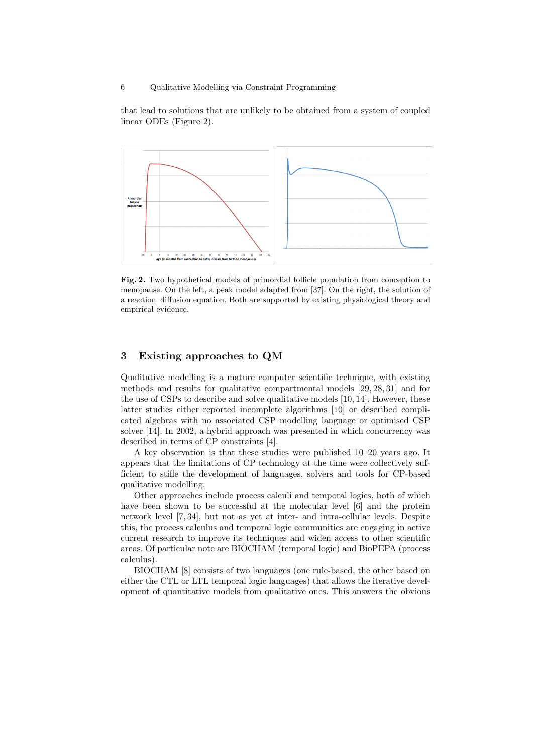that lead to solutions that are unlikely to be obtained from a system of coupled linear ODEs (Figure 2).

Primordial follicle population

Age (in months from conception to birth; in years from birth to menopause)

**Fig. 2.** Two hypothetical models of primordial follicle population from conception to menopause. On the left, a peak model adapted from [37]. On the right, the solution of a reaction–diffusion equation. Both are supported by existing physiological theory and empirical evidence.

## 3 Existing approaches to QM

Qualitative modelling is a mature computer scientific technique, with existing methods and results for qualitative compartmental models [29, 28, 31] and for the use of CSPs to describe and solve qualitative models [10, 14]. However, these latter studies either reported incomplete algorithms [10] or described complicated algebras with no associated CSP modelling language or optimised CSP solver [14]. In 2002, a hybrid approach was presented in which concurrency was described in terms of CP constraints [4].

A key observation is that these studies were published 10–20 years ago. It appears that the limitations of CP technology at the time were collectively sufficient to stifle the development of languages, solvers and tools for CP-based qualitative modelling.

Other approaches include process calculi and temporal logics, both of which have been shown to be successful at the molecular level [6] and the protein network level [7, 34], but not as yet at inter- and intra-cellular levels. Despite this, the process calculus and temporal logic communities are engaging in active current research to improve its techniques and widen access to other scientific areas. Of particular note are BIOCHAM (temporal logic) and BioPEPA (process calculus).

BIOCHAM [8] consists of two languages (one rule-based, the other based on either the CTL or LTL temporal logic languages) that allows the iterative development of quantitative models from qualitative ones. This answers the obvious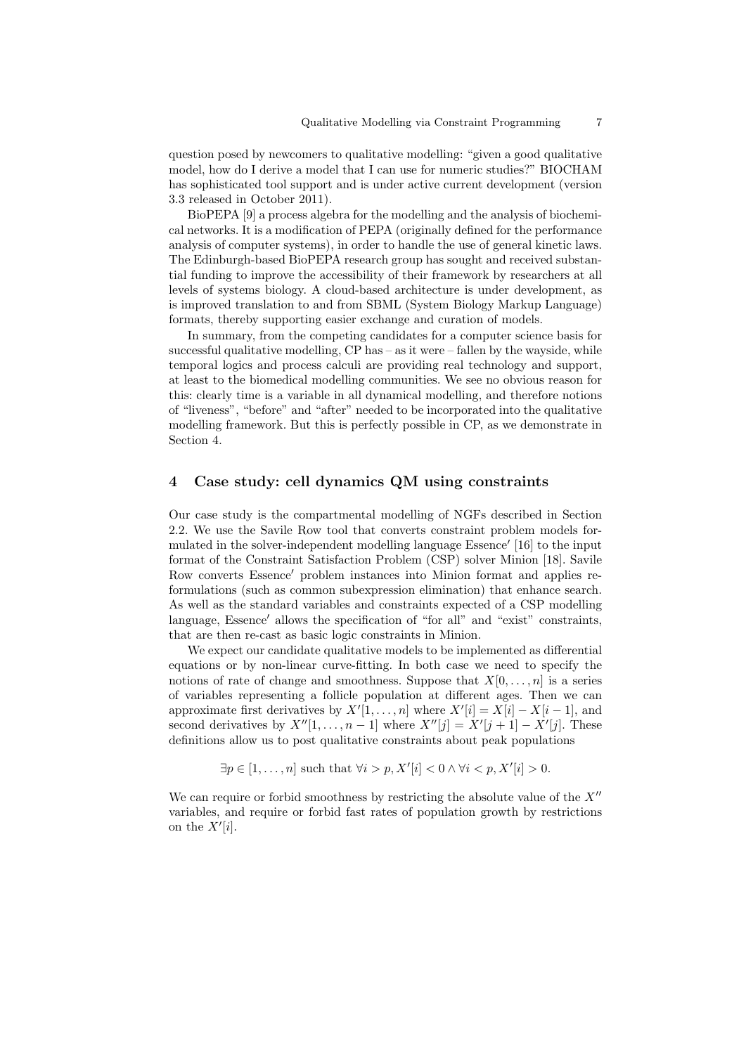question posed by newcomers to qualitative modelling: "given a good qualitative model, how do I derive a model that I can use for numeric studies?" BIOCHAM has sophisticated tool support and is under active current development (version 3.3 released in October 2011).

BioPEPA [9] a process algebra for the modelling and the analysis of biochemical networks. It is a modification of PEPA (originally defined for the performance analysis of computer systems), in order to handle the use of general kinetic laws. The Edinburgh-based BioPEPA research group has sought and received substantial funding to improve the accessibility of their framework by researchers at all levels of systems biology. A cloud-based architecture is under development, as is improved translation to and from SBML (System Biology Markup Language) formats, thereby supporting easier exchange and curation of models.

In summary, from the competing candidates for a computer science basis for successful qualitative modelling, CP has – as it were – fallen by the wayside, while temporal logics and process calculi are providing real technology and support, at least to the biomedical modelling communities. We see no obvious reason for this: clearly time is a variable in all dynamical modelling, and therefore notions of "liveness", "before" and "after" needed to be incorporated into the qualitative modelling framework. But this is perfectly possible in CP, as we demonstrate in Section 4.

## 4 Case study: cell dynamics QM using constraints

Our case study is the compartmental modelling of NGFs described in Section 2.2. We use the Savile Row tool that converts constraint problem models formulated in the solver-independent modelling language Essence′ [16] to the input format of the Constraint Satisfaction Problem (CSP) solver Minion [18]. Savile Row converts Essence′ problem instances into Minion format and applies reformulations (such as common subexpression elimination) that enhance search. As well as the standard variables and constraints expected of a CSP modelling language, Essence′ allows the specification of "for all" and "exist" constraints, that are then re-cast as basic logic constraints in Minion.

We expect our candidate qualitative models to be implemented as differential equations or by non-linear curve-fitting. In both case we need to specify the notions of rate of change and smoothness. Suppose that $X[0,\dots,n]$ is a series of variables representing a follicle population at different ages. Then we can approximate first derivatives by $X'[1,\dots,n]$ where $X'[i] = X[i] - X[i-1]$, and second derivatives by $X''[1,\dots,n-1]$ where $X''[j] = X'[j+1] - X'[j]$. These definitions allow us to post qualitative constraints about peak populations

$$\exists p \in [1,\dots,n] \text{ such that } \forall i > p, X'[i] < 0 \land \forall i < p, X'[i] > 0.$$

We can require or forbid smoothness by restricting the absolute value of the $X''$ variables, and require or forbid fast rates of population growth by restrictions on the $X'[i]$.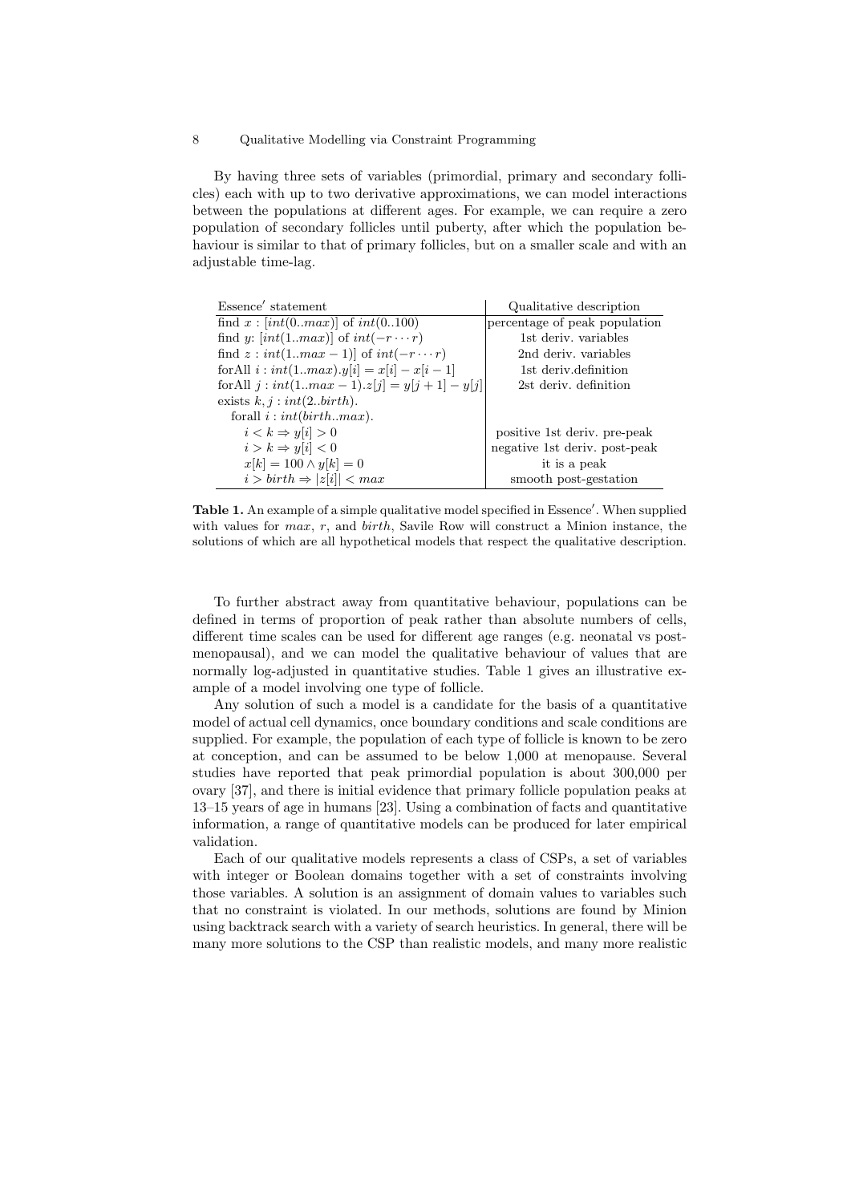By having three sets of variables (primordial, primary and secondary follicles) each with up to two derivative approximations, we can model interactions between the populations at different ages. For example, we can require a zero population of secondary follicles until puberty, after which the population behaviour is similar to that of primary follicles, but on a smaller scale and with an adjustable time-lag.

| Essence′ statement | Qualitative description |
|---|---|
| find $x$ : $[int(0..max)]$ of $int(0..100)$ | percentage of peak population |
| find $y$: $[int(1..max)]$ of $int(-r \cdots r)$ | 1st deriv. variables |
| find $z$ : $int(1..max-1)]$ of $int(-r \cdots r)$ | 2nd deriv. variables |
| forAll $i$ : $int(1..max).y[i] = x[i] - x[i-1]$ | 1st deriv.definition |
| forAll $j$ : $int(1..max-1).z[j] = y[j+1] - y[j]$ | 2st deriv. definition |
| exists $k, j$ : $int(2..birth)$. | |
| forall $i$ : $int(birth..max)$. | |
| $i < k \Rightarrow y[i] > 0$ | positive 1st deriv. pre-peak |
| $i > k \Rightarrow y[i] < 0$ | negative 1st deriv. post-peak |
| $x[k] = 100 \wedge y[k] = 0$ | it is a peak |
| $i > birth \Rightarrow \lvert z[i] \rvert < max$ | smooth post-gestation |

**Table 1.** An example of a simple qualitative model specified in Essence′. When supplied with values for $max$, $r$, and $birth$, Savile Row will construct a Minion instance, the solutions of which are all hypothetical models that respect the qualitative description.

To further abstract away from quantitative behaviour, populations can be defined in terms of proportion of peak rather than absolute numbers of cells, different time scales can be used for different age ranges (e.g. neonatal vs postmenopausal), and we can model the qualitative behaviour of values that are normally log-adjusted in quantitative studies. Table 1 gives an illustrative example of a model involving one type of follicle.

Any solution of such a model is a candidate for the basis of a quantitative model of actual cell dynamics, once boundary conditions and scale conditions are supplied. For example, the population of each type of follicle is known to be zero at conception, and can be assumed to be below 1,000 at menopause. Several studies have reported that peak primordial population is about 300,000 per ovary [37], and there is initial evidence that primary follicle population peaks at 13–15 years of age in humans [23]. Using a combination of facts and quantitative information, a range of quantitative models can be produced for later empirical validation.

Each of our qualitative models represents a class of CSPs, a set of variables with integer or Boolean domains together with a set of constraints involving those variables. A solution is an assignment of domain values to variables such that no constraint is violated. In our methods, solutions are found by Minion using backtrack search with a variety of search heuristics. In general, there will be many more solutions to the CSP than realistic models, and many more realistic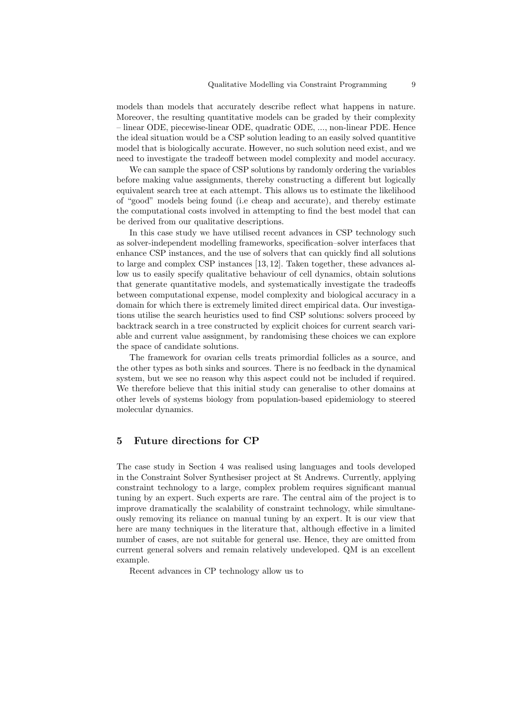models than models that accurately describe reflect what happens in nature. Moreover, the resulting quantitative models can be graded by their complexity – linear ODE, piecewise-linear ODE, quadratic ODE, ..., non-linear PDE. Hence the ideal situation would be a CSP solution leading to an easily solved quantitive model that is biologically accurate. However, no such solution need exist, and we need to investigate the tradeoff between model complexity and model accuracy.

We can sample the space of CSP solutions by randomly ordering the variables before making value assignments, thereby constructing a different but logically equivalent search tree at each attempt. This allows us to estimate the likelihood of "good" models being found (i.e cheap and accurate), and thereby estimate the computational costs involved in attempting to find the best model that can be derived from our qualitative descriptions.

In this case study we have utilised recent advances in CSP technology such as solver-independent modelling frameworks, specification–solver interfaces that enhance CSP instances, and the use of solvers that can quickly find all solutions to large and complex CSP instances [13, 12]. Taken together, these advances allow us to easily specify qualitative behaviour of cell dynamics, obtain solutions that generate quantitative models, and systematically investigate the tradeoffs between computational expense, model complexity and biological accuracy in a domain for which there is extremely limited direct empirical data. Our investigations utilise the search heuristics used to find CSP solutions: solvers proceed by backtrack search in a tree constructed by explicit choices for current search variable and current value assignment, by randomising these choices we can explore the space of candidate solutions.

The framework for ovarian cells treats primordial follicles as a source, and the other types as both sinks and sources. There is no feedback in the dynamical system, but we see no reason why this aspect could not be included if required. We therefore believe that this initial study can generalise to other domains at other levels of systems biology from population-based epidemiology to steered molecular dynamics.

## 5 Future directions for CP

The case study in Section 4 was realised using languages and tools developed in the Constraint Solver Synthesiser project at St Andrews. Currently, applying constraint technology to a large, complex problem requires significant manual tuning by an expert. Such experts are rare. The central aim of the project is to improve dramatically the scalability of constraint technology, while simultaneously removing its reliance on manual tuning by an expert. It is our view that here are many techniques in the literature that, although effective in a limited number of cases, are not suitable for general use. Hence, they are omitted from current general solvers and remain relatively undeveloped. QM is an excellent example.

Recent advances in CP technology allow us to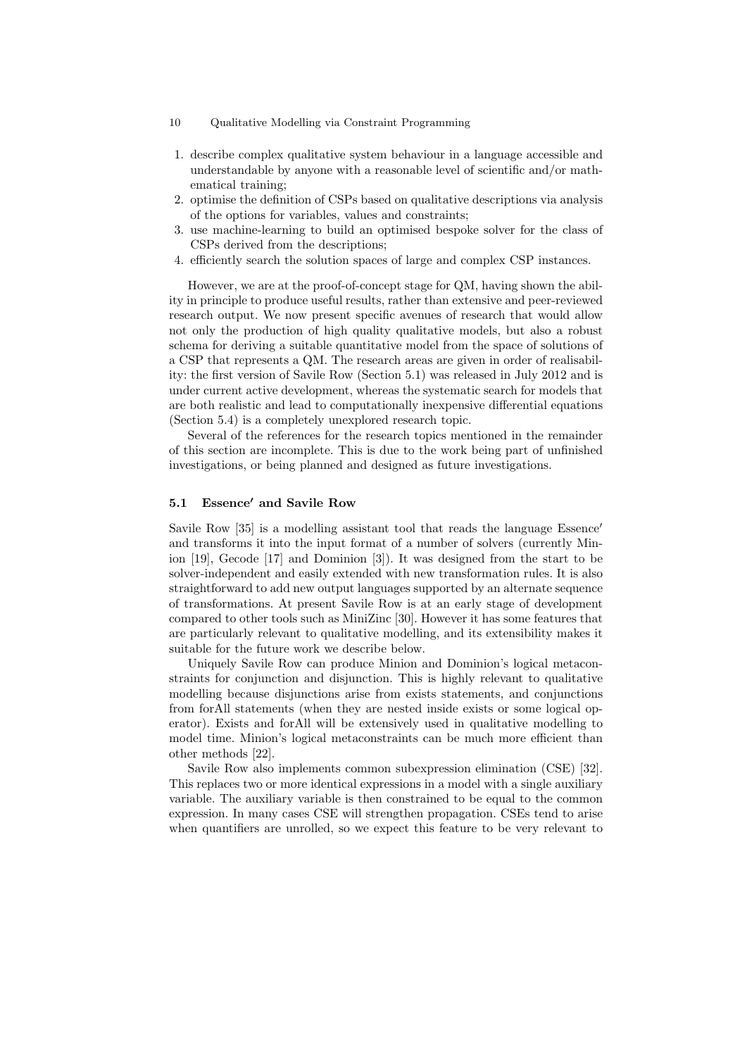1. describe complex qualitative system behaviour in a language accessible and understandable by anyone with a reasonable level of scientific and/or mathematical training;
2. optimise the definition of CSPs based on qualitative descriptions via analysis of the options for variables, values and constraints;
3. use machine-learning to build an optimised bespoke solver for the class of CSPs derived from the descriptions;
4. efficiently search the solution spaces of large and complex CSP instances.

However, we are at the proof-of-concept stage for QM, having shown the ability in principle to produce useful results, rather than extensive and peer-reviewed research output. We now present specific avenues of research that would allow not only the production of high quality qualitative models, but also a robust schema for deriving a suitable quantitative model from the space of solutions of a CSP that represents a QM. The research areas are given in order of realisability: the first version of Savile Row (Section 5.1) was released in July 2012 and is under current active development, whereas the systematic search for models that are both realistic and lead to computationally inexpensive differential equations (Section 5.4) is a completely unexplored research topic.

Several of the references for the research topics mentioned in the remainder of this section are incomplete. This is due to the work being part of unfinished investigations, or being planned and designed as future investigations.

### 5.1 Essence′ and Savile Row

Savile Row [35] is a modelling assistant tool that reads the language Essence′ and transforms it into the input format of a number of solvers (currently Minion [19], Gecode [17] and Dominion [3]). It was designed from the start to be solver-independent and easily extended with new transformation rules. It is also straightforward to add new output languages supported by an alternate sequence of transformations. At present Savile Row is at an early stage of development compared to other tools such as MiniZinc [30]. However it has some features that are particularly relevant to qualitative modelling, and its extensibility makes it suitable for the future work we describe below.

Uniquely Savile Row can produce Minion and Dominion's logical metaconstraints for conjunction and disjunction. This is highly relevant to qualitative modelling because disjunctions arise from exists statements, and conjunctions from forAll statements (when they are nested inside exists or some logical operator). Exists and forAll will be extensively used in qualitative modelling to model time. Minion's logical metaconstraints can be much more efficient than other methods [22].

Savile Row also implements common subexpression elimination (CSE) [32]. This replaces two or more identical expressions in a model with a single auxiliary variable. The auxiliary variable is then constrained to be equal to the common expression. In many cases CSE will strengthen propagation. CSEs tend to arise when quantifiers are unrolled, so we expect this feature to be very relevant to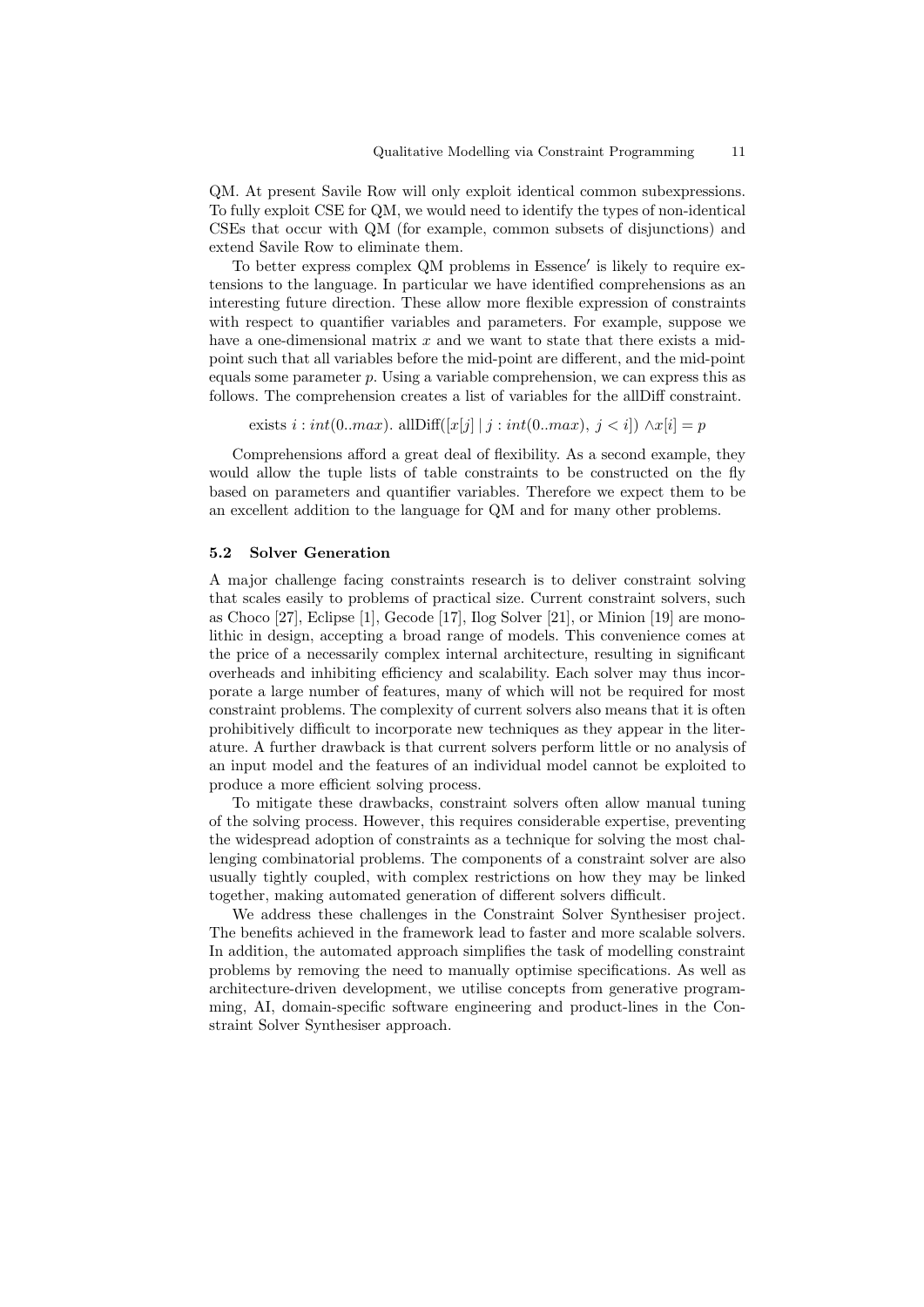QM. At present Savile Row will only exploit identical common subexpressions. To fully exploit CSE for QM, we would need to identify the types of non-identical CSEs that occur with QM (for example, common subsets of disjunctions) and extend Savile Row to eliminate them.

To better express complex QM problems in Essence′ is likely to require extensions to the language. In particular we have identified comprehensions as an interesting future direction. These allow more flexible expression of constraints with respect to quantifier variables and parameters. For example, suppose we have a one-dimensional matrix $x$ and we want to state that there exists a mid-point such that all variables before the mid-point are different, and the mid-point equals some parameter $p$. Using a variable comprehension, we can express this as follows. The comprehension creates a list of variables for the allDiff constraint.

$$\text{exists } i : int(0..max).\ \text{allDiff}([x[j] \mid j : int(0..max),\ j < i]) \wedge x[i] = p$$

Comprehensions afford a great deal of flexibility. As a second example, they would allow the tuple lists of table constraints to be constructed on the fly based on parameters and quantifier variables. Therefore we expect them to be an excellent addition to the language for QM and for many other problems.

### 5.2 Solver Generation

A major challenge facing constraints research is to deliver constraint solving that scales easily to problems of practical size. Current constraint solvers, such as Choco [27], Eclipse [1], Gecode [17], Ilog Solver [21], or Minion [19] are monolithic in design, accepting a broad range of models. This convenience comes at the price of a necessarily complex internal architecture, resulting in significant overheads and inhibiting efficiency and scalability. Each solver may thus incorporate a large number of features, many of which will not be required for most constraint problems. The complexity of current solvers also means that it is often prohibitively difficult to incorporate new techniques as they appear in the literature. A further drawback is that current solvers perform little or no analysis of an input model and the features of an individual model cannot be exploited to produce a more efficient solving process.

To mitigate these drawbacks, constraint solvers often allow manual tuning of the solving process. However, this requires considerable expertise, preventing the widespread adoption of constraints as a technique for solving the most challenging combinatorial problems. The components of a constraint solver are also usually tightly coupled, with complex restrictions on how they may be linked together, making automated generation of different solvers difficult.

We address these challenges in the Constraint Solver Synthesiser project. The benefits achieved in the framework lead to faster and more scalable solvers. In addition, the automated approach simplifies the task of modelling constraint problems by removing the need to manually optimise specifications. As well as architecture-driven development, we utilise concepts from generative programming, AI, domain-specific software engineering and product-lines in the Constraint Solver Synthesiser approach.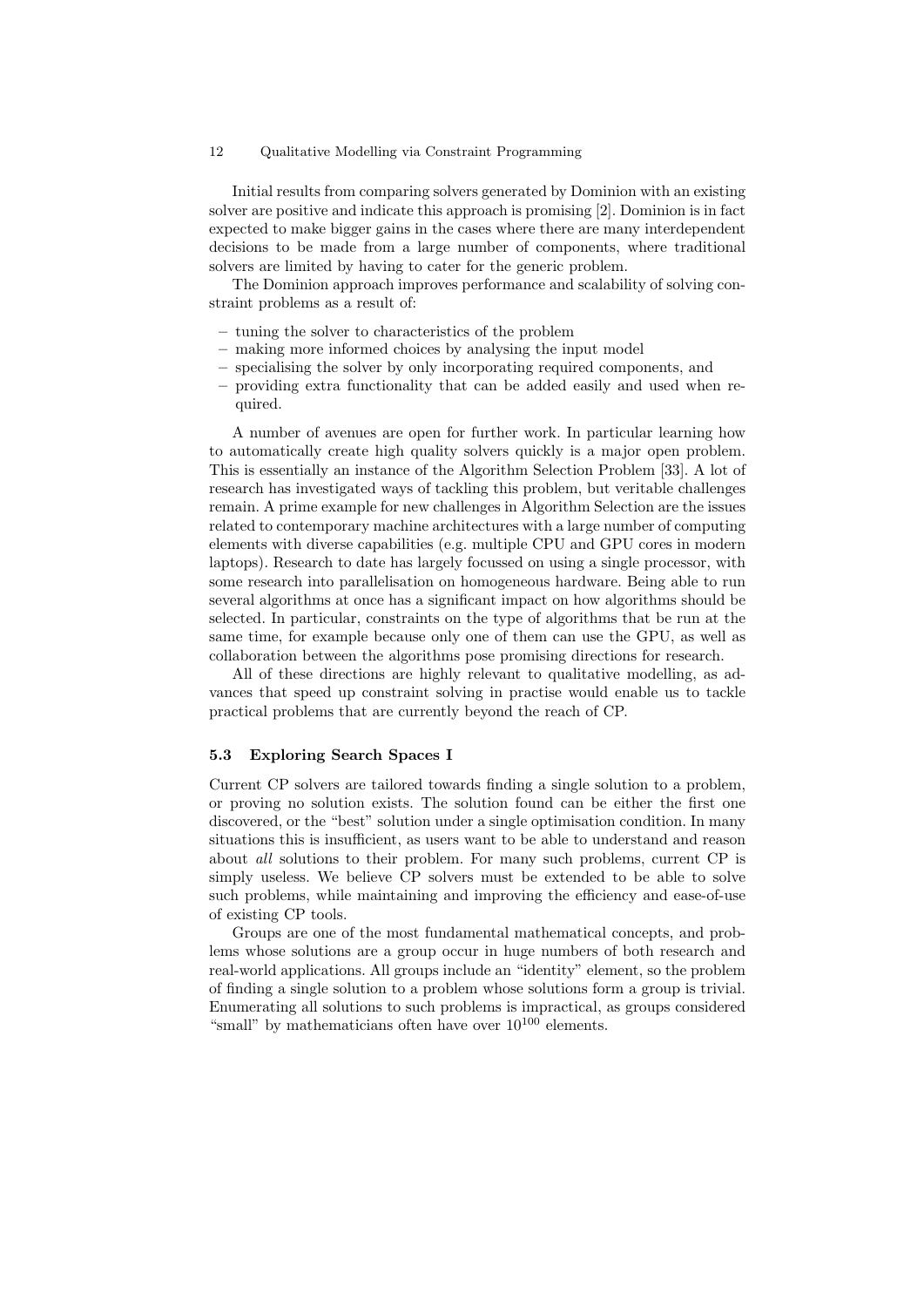Initial results from comparing solvers generated by Dominion with an existing solver are positive and indicate this approach is promising [2]. Dominion is in fact expected to make bigger gains in the cases where there are many interdependent decisions to be made from a large number of components, where traditional solvers are limited by having to cater for the generic problem.

The Dominion approach improves performance and scalability of solving constraint problems as a result of:

- tuning the solver to characteristics of the problem
- making more informed choices by analysing the input model
- specialising the solver by only incorporating required components, and
- providing extra functionality that can be added easily and used when required.

A number of avenues are open for further work. In particular learning how to automatically create high quality solvers quickly is a major open problem. This is essentially an instance of the Algorithm Selection Problem [33]. A lot of research has investigated ways of tackling this problem, but veritable challenges remain. A prime example for new challenges in Algorithm Selection are the issues related to contemporary machine architectures with a large number of computing elements with diverse capabilities (e.g. multiple CPU and GPU cores in modern laptops). Research to date has largely focussed on using a single processor, with some research into parallelisation on homogeneous hardware. Being able to run several algorithms at once has a significant impact on how algorithms should be selected. In particular, constraints on the type of algorithms that be run at the same time, for example because only one of them can use the GPU, as well as collaboration between the algorithms pose promising directions for research.

All of these directions are highly relevant to qualitative modelling, as advances that speed up constraint solving in practise would enable us to tackle practical problems that are currently beyond the reach of CP.

### 5.3 Exploring Search Spaces I

Current CP solvers are tailored towards finding a single solution to a problem, or proving no solution exists. The solution found can be either the first one discovered, or the "best" solution under a single optimisation condition. In many situations this is insufficient, as users want to be able to understand and reason about *all* solutions to their problem. For many such problems, current CP is simply useless. We believe CP solvers must be extended to be able to solve such problems, while maintaining and improving the efficiency and ease-of-use of existing CP tools.

Groups are one of the most fundamental mathematical concepts, and problems whose solutions are a group occur in huge numbers of both research and real-world applications. All groups include an "identity" element, so the problem of finding a single solution to a problem whose solutions form a group is trivial. Enumerating all solutions to such problems is impractical, as groups considered "small" by mathematicians often have over $10^{100}$ elements.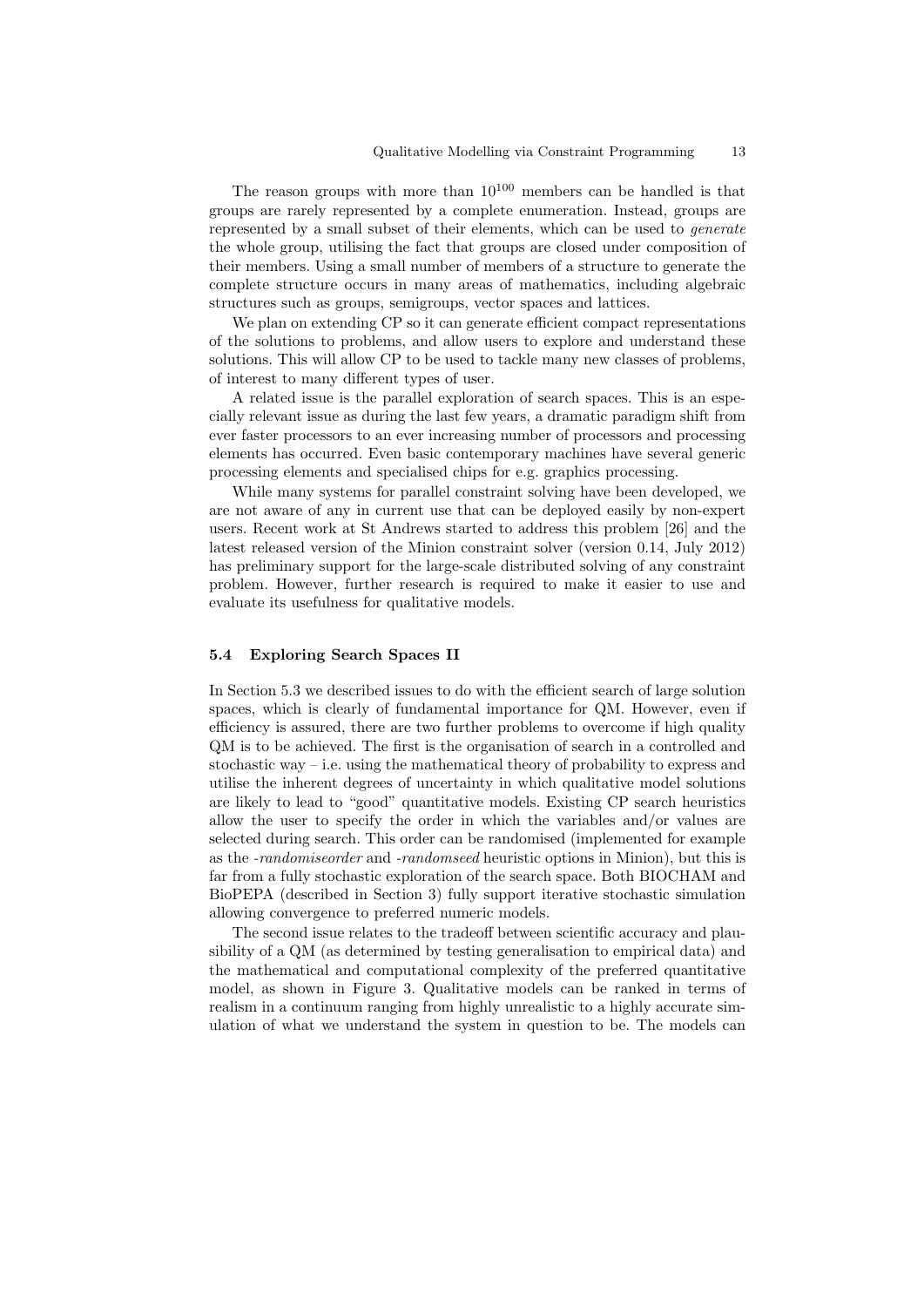The reason groups with more than $10^{100}$ members can be handled is that groups are rarely represented by a complete enumeration. Instead, groups are represented by a small subset of their elements, which can be used to *generate* the whole group, utilising the fact that groups are closed under composition of their members. Using a small number of members of a structure to generate the complete structure occurs in many areas of mathematics, including algebraic structures such as groups, semigroups, vector spaces and lattices.

We plan on extending CP so it can generate efficient compact representations of the solutions to problems, and allow users to explore and understand these solutions. This will allow CP to be used to tackle many new classes of problems, of interest to many different types of user.

A related issue is the parallel exploration of search spaces. This is an especially relevant issue as during the last few years, a dramatic paradigm shift from ever faster processors to an ever increasing number of processors and processing elements has occurred. Even basic contemporary machines have several generic processing elements and specialised chips for e.g. graphics processing.

While many systems for parallel constraint solving have been developed, we are not aware of any in current use that can be deployed easily by non-expert users. Recent work at St Andrews started to address this problem [26] and the latest released version of the Minion constraint solver (version 0.14, July 2012) has preliminary support for the large-scale distributed solving of any constraint problem. However, further research is required to make it easier to use and evaluate its usefulness for qualitative models.

### 5.4 Exploring Search Spaces II

In Section 5.3 we described issues to do with the efficient search of large solution spaces, which is clearly of fundamental importance for QM. However, even if efficiency is assured, there are two further problems to overcome if high quality QM is to be achieved. The first is the organisation of search in a controlled and stochastic way – i.e. using the mathematical theory of probability to express and utilise the inherent degrees of uncertainty in which qualitative model solutions are likely to lead to "good" quantitative models. Existing CP search heuristics allow the user to specify the order in which the variables and/or values are selected during search. This order can be randomised (implemented for example as the *-randomiseorder* and *-randomseed* heuristic options in Minion), but this is far from a fully stochastic exploration of the search space. Both BIOCHAM and BioPEPA (described in Section 3) fully support iterative stochastic simulation allowing convergence to preferred numeric models.

The second issue relates to the tradeoff between scientific accuracy and plausibility of a QM (as determined by testing generalisation to empirical data) and the mathematical and computational complexity of the preferred quantitative model, as shown in Figure 3. Qualitative models can be ranked in terms of realism in a continuum ranging from highly unrealistic to a highly accurate simulation of what we understand the system in question to be. The models can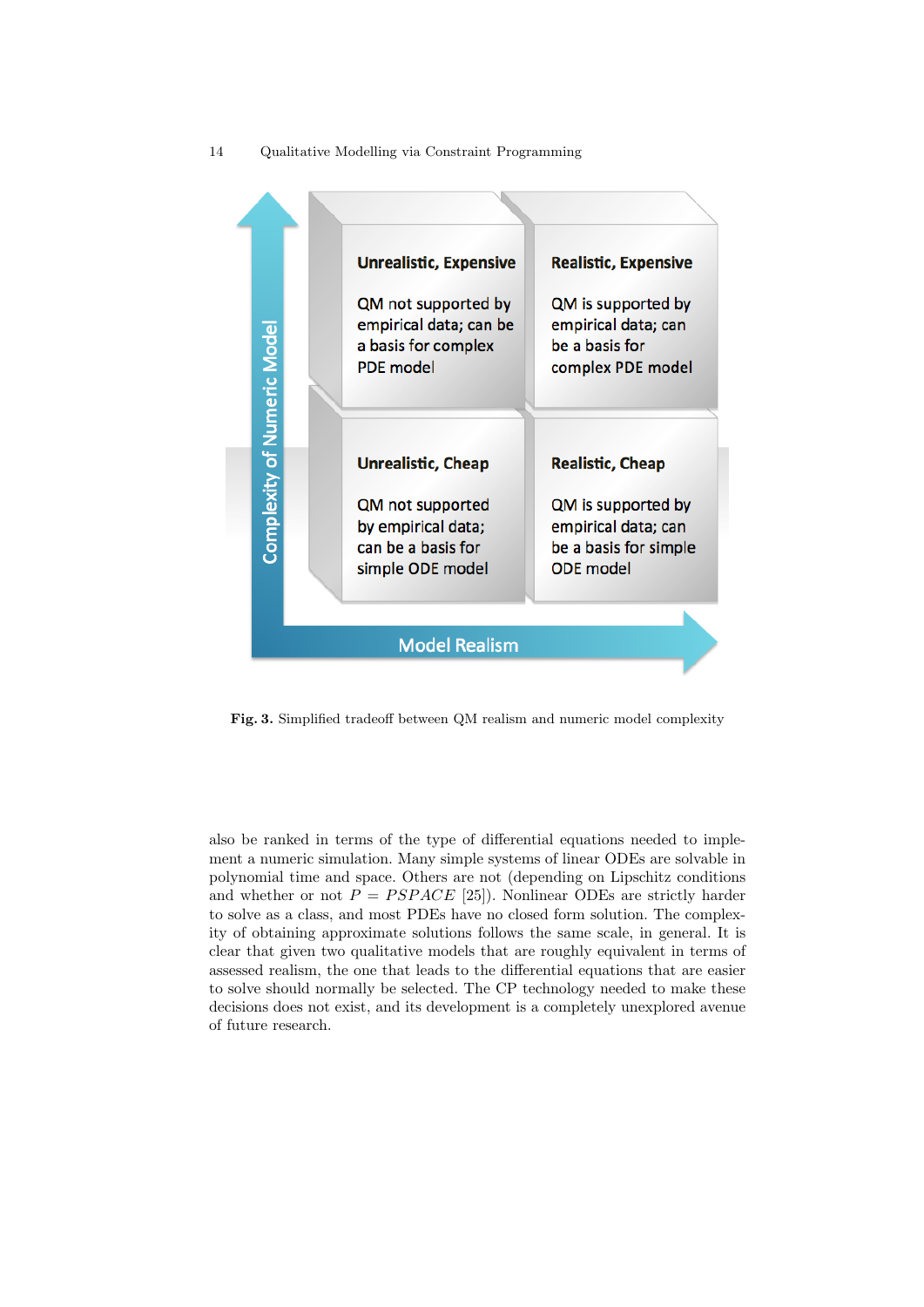Complexity of Numeric Model

Unrealistic, Expensive

QM not supported by empirical data; can be a basis for complex PDE model

Realistic, Expensive

QM is supported by empirical data; can be a basis for complex PDE model

Unrealistic, Cheap

QM not supported by empirical data; can be a basis for simple ODE model

Realistic, Cheap

QM is supported by empirical data; can be a basis for simple ODE model

Model Realism

**Fig. 3.** Simplified tradeoff between QM realism and numeric model complexity

also be ranked in terms of the type of differential equations needed to implement a numeric simulation. Many simple systems of linear ODEs are solvable in polynomial time and space. Others are not (depending on Lipschitz conditions and whether or not $P = PSPACE$ [25]). Nonlinear ODEs are strictly harder to solve as a class, and most PDEs have no closed form solution. The complexity of obtaining approximate solutions follows the same scale, in general. It is clear that given two qualitative models that are roughly equivalent in terms of assessed realism, the one that leads to the differential equations that are easier to solve should normally be selected. The CP technology needed to make these decisions does not exist, and its development is a completely unexplored avenue of future research.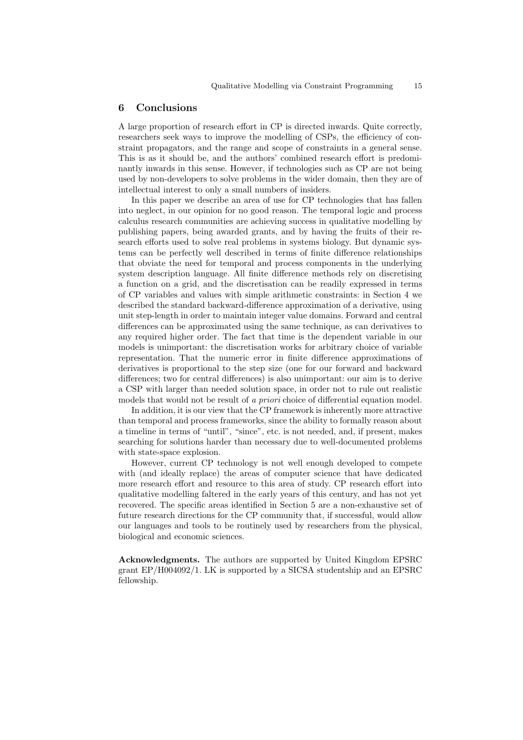## 6 Conclusions

A large proportion of research effort in CP is directed inwards. Quite correctly, researchers seek ways to improve the modelling of CSPs, the efficiency of constraint propagators, and the range and scope of constraints in a general sense. This is as it should be, and the authors' combined research effort is predominantly inwards in this sense. However, if technologies such as CP are not being used by non-developers to solve problems in the wider domain, then they are of intellectual interest to only a small numbers of insiders.

In this paper we describe an area of use for CP technologies that has fallen into neglect, in our opinion for no good reason. The temporal logic and process calculus research communities are achieving success in qualitative modelling by publishing papers, being awarded grants, and by having the fruits of their research efforts used to solve real problems in systems biology. But dynamic systems can be perfectly well described in terms of finite difference relationships that obviate the need for temporal and process components in the underlying system description language. All finite difference methods rely on discretising a function on a grid, and the discretisation can be readily expressed in terms of CP variables and values with simple arithmetic constraints: in Section 4 we described the standard backward-difference approximation of a derivative, using unit step-length in order to maintain integer value domains. Forward and central differences can be approximated using the same technique, as can derivatives to any required higher order. The fact that time is the dependent variable in our models is unimportant: the discretisation works for arbitrary choice of variable representation. That the numeric error in finite difference approximations of derivatives is proportional to the step size (one for our forward and backward differences; two for central differences) is also unimportant: our aim is to derive a CSP with larger than needed solution space, in order not to rule out realistic models that would not be result of *a priori* choice of differential equation model.

In addition, it is our view that the CP framework is inherently more attractive than temporal and process frameworks, since the ability to formally reason about a timeline in terms of "until", "since", etc. is not needed, and, if present, makes searching for solutions harder than necessary due to well-documented problems with state-space explosion.

However, current CP technology is not well enough developed to compete with (and ideally replace) the areas of computer science that have dedicated more research effort and resource to this area of study. CP research effort into qualitative modelling faltered in the early years of this century, and has not yet recovered. The specific areas identified in Section 5 are a non-exhaustive set of future research directions for the CP community that, if successful, would allow our languages and tools to be routinely used by researchers from the physical, biological and economic sciences.

**Acknowledgments.** The authors are supported by United Kingdom EPSRC grant EP/H004092/1. LK is supported by a SICSA studentship and an EPSRC fellowship.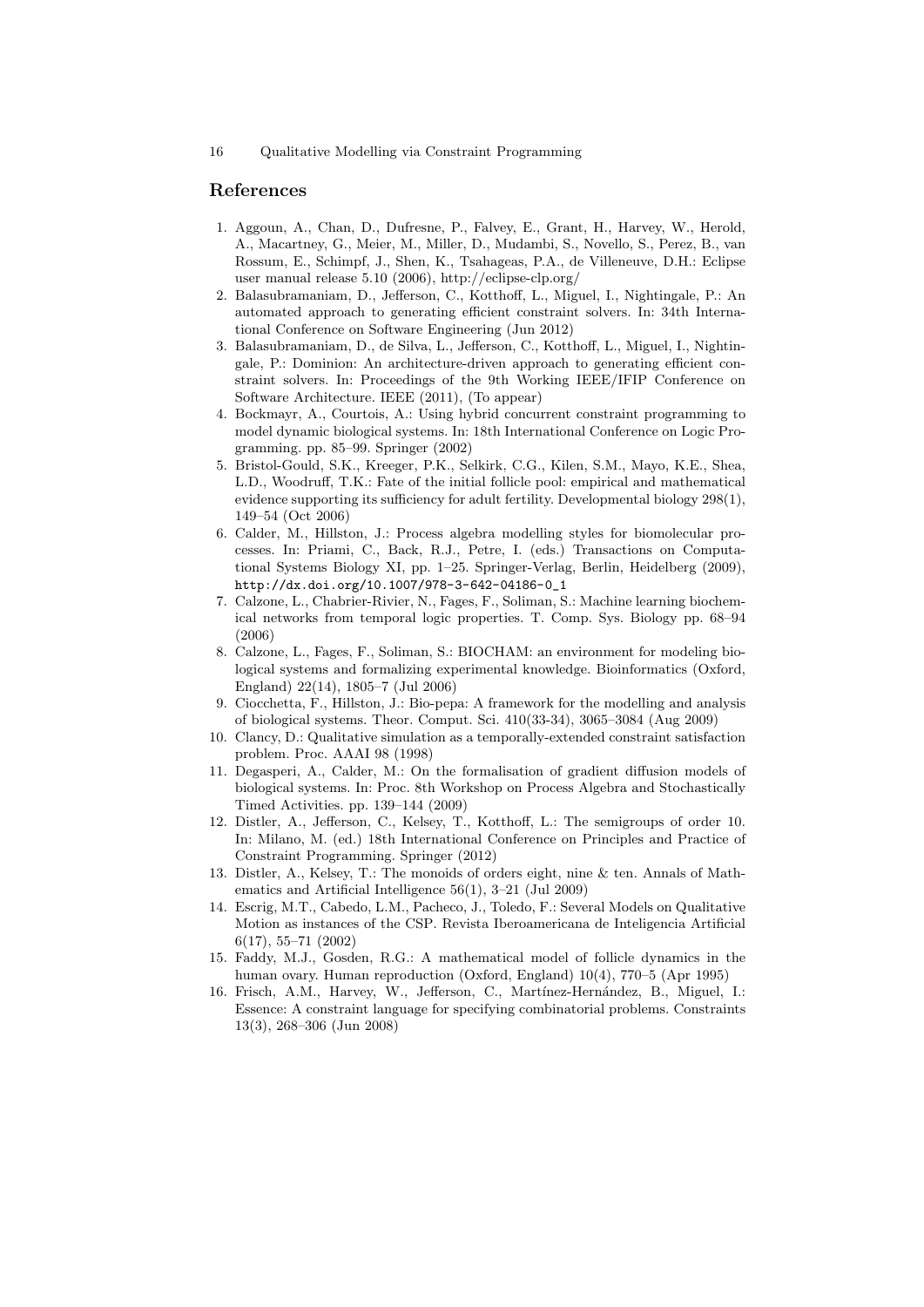## References

1. Aggoun, A., Chan, D., Dufresne, P., Falvey, E., Grant, H., Harvey, W., Herold, A., Macartney, G., Meier, M., Miller, D., Mudambi, S., Novello, S., Perez, B., van Rossum, E., Schimpf, J., Shen, K., Tsahageas, P.A., de Villeneuve, D.H.: Eclipse user manual release 5.10 (2006), http://eclipse-clp.org/
2. Balasubramaniam, D., Jefferson, C., Kotthoff, L., Miguel, I., Nightingale, P.: An automated approach to generating efficient constraint solvers. In: 34th International Conference on Software Engineering (Jun 2012)
3. Balasubramaniam, D., de Silva, L., Jefferson, C., Kotthoff, L., Miguel, I., Nightingale, P.: Dominion: An architecture-driven approach to generating efficient constraint solvers. In: Proceedings of the 9th Working IEEE/IFIP Conference on Software Architecture. IEEE (2011), (To appear)
4. Bockmayr, A., Courtois, A.: Using hybrid concurrent constraint programming to model dynamic biological systems. In: 18th International Conference on Logic Programming. pp. 85–99. Springer (2002)
5. Bristol-Gould, S.K., Kreeger, P.K., Selkirk, C.G., Kilen, S.M., Mayo, K.E., Shea, L.D., Woodruff, T.K.: Fate of the initial follicle pool: empirical and mathematical evidence supporting its sufficiency for adult fertility. Developmental biology 298(1), 149–54 (Oct 2006)
6. Calder, M., Hillston, J.: Process algebra modelling styles for biomolecular processes. In: Priami, C., Back, R.J., Petre, I. (eds.) Transactions on Computational Systems Biology XI, pp. 1–25. Springer-Verlag, Berlin, Heidelberg (2009), http://dx.doi.org/10.1007/978-3-642-04186-0_1
7. Calzone, L., Chabrier-Rivier, N., Fages, F., Soliman, S.: Machine learning biochemical networks from temporal logic properties. T. Comp. Sys. Biology pp. 68–94 (2006)
8. Calzone, L., Fages, F., Soliman, S.: BIOCHAM: an environment for modeling biological systems and formalizing experimental knowledge. Bioinformatics (Oxford, England) 22(14), 1805–7 (Jul 2006)
9. Ciocchetta, F., Hillston, J.: Bio-pepa: A framework for the modelling and analysis of biological systems. Theor. Comput. Sci. 410(33-34), 3065–3084 (Aug 2009)
10. Clancy, D.: Qualitative simulation as a temporally-extended constraint satisfaction problem. Proc. AAAI 98 (1998)
11. Degasperi, A., Calder, M.: On the formalisation of gradient diffusion models of biological systems. In: Proc. 8th Workshop on Process Algebra and Stochastically Timed Activities. pp. 139–144 (2009)
12. Distler, A., Jefferson, C., Kelsey, T., Kotthoff, L.: The semigroups of order 10. In: Milano, M. (ed.) 18th International Conference on Principles and Practice of Constraint Programming. Springer (2012)
13. Distler, A., Kelsey, T.: The monoids of orders eight, nine & ten. Annals of Mathematics and Artificial Intelligence 56(1), 3–21 (Jul 2009)
14. Escrig, M.T., Cabedo, L.M., Pacheco, J., Toledo, F.: Several Models on Qualitative Motion as instances of the CSP. Revista Iberoamericana de Inteligencia Artificial 6(17), 55–71 (2002)
15. Faddy, M.J., Gosden, R.G.: A mathematical model of follicle dynamics in the human ovary. Human reproduction (Oxford, England) 10(4), 770–5 (Apr 1995)
16. Frisch, A.M., Harvey, W., Jefferson, C., Martínez-Hernández, B., Miguel, I.: Essence: A constraint language for specifying combinatorial problems. Constraints 13(3), 268–306 (Jun 2008)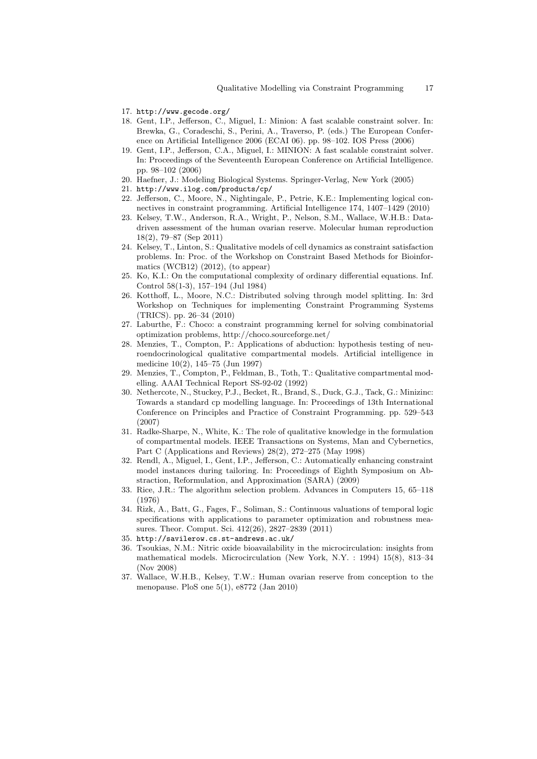17. http://www.gecode.org/
18. Gent, I.P., Jefferson, C., Miguel, I.: Minion: A fast scalable constraint solver. In: Brewka, G., Coradeschi, S., Perini, A., Traverso, P. (eds.) The European Conference on Artificial Intelligence 2006 (ECAI 06). pp. 98–102. IOS Press (2006)
19. Gent, I.P., Jefferson, C.A., Miguel, I.: MINION: A fast scalable constraint solver. In: Proceedings of the Seventeenth European Conference on Artificial Intelligence. pp. 98–102 (2006)
20. Haefner, J.: Modeling Biological Systems. Springer-Verlag, New York (2005)
21. http://www.ilog.com/products/cp/
22. Jefferson, C., Moore, N., Nightingale, P., Petrie, K.E.: Implementing logical connectives in constraint programming. Artificial Intelligence 174, 1407–1429 (2010)
23. Kelsey, T.W., Anderson, R.A., Wright, P., Nelson, S.M., Wallace, W.H.B.: Data-driven assessment of the human ovarian reserve. Molecular human reproduction 18(2), 79–87 (Sep 2011)
24. Kelsey, T., Linton, S.: Qualitative models of cell dynamics as constraint satisfaction problems. In: Proc. of the Workshop on Constraint Based Methods for Bioinformatics (WCB12) (2012), (to appear)
25. Ko, K.I.: On the computational complexity of ordinary differential equations. Inf. Control 58(1-3), 157–194 (Jul 1984)
26. Kotthoff, L., Moore, N.C.: Distributed solving through model splitting. In: 3rd Workshop on Techniques for implementing Constraint Programming Systems (TRICS). pp. 26–34 (2010)
27. Laburthe, F.: Choco: a constraint programming kernel for solving combinatorial optimization problems, http://choco.sourceforge.net/
28. Menzies, T., Compton, P.: Applications of abduction: hypothesis testing of neuroendocrinological qualitative compartmental models. Artificial intelligence in medicine 10(2), 145–75 (Jun 1997)
29. Menzies, T., Compton, P., Feldman, B., Toth, T.: Qualitative compartmental modelling. AAAI Technical Report SS-92-02 (1992)
30. Nethercote, N., Stuckey, P.J., Becket, R., Brand, S., Duck, G.J., Tack, G.: Minizinc: Towards a standard cp modelling language. In: Proceedings of 13th International Conference on Principles and Practice of Constraint Programming. pp. 529–543 (2007)
31. Radke-Sharpe, N., White, K.: The role of qualitative knowledge in the formulation of compartmental models. IEEE Transactions on Systems, Man and Cybernetics, Part C (Applications and Reviews) 28(2), 272–275 (May 1998)
32. Rendl, A., Miguel, I., Gent, I.P., Jefferson, C.: Automatically enhancing constraint model instances during tailoring. In: Proceedings of Eighth Symposium on Abstraction, Reformulation, and Approximation (SARA) (2009)
33. Rice, J.R.: The algorithm selection problem. Advances in Computers 15, 65–118 (1976)
34. Rizk, A., Batt, G., Fages, F., Soliman, S.: Continuous valuations of temporal logic specifications with applications to parameter optimization and robustness measures. Theor. Comput. Sci. 412(26), 2827–2839 (2011)
35. http://savilerow.cs.st-andrews.ac.uk/
36. Tsoukias, N.M.: Nitric oxide bioavailability in the microcirculation: insights from mathematical models. Microcirculation (New York, N.Y. : 1994) 15(8), 813–34 (Nov 2008)
37. Wallace, W.H.B., Kelsey, T.W.: Human ovarian reserve from conception to the menopause. PloS one 5(1), e8772 (Jan 2010)